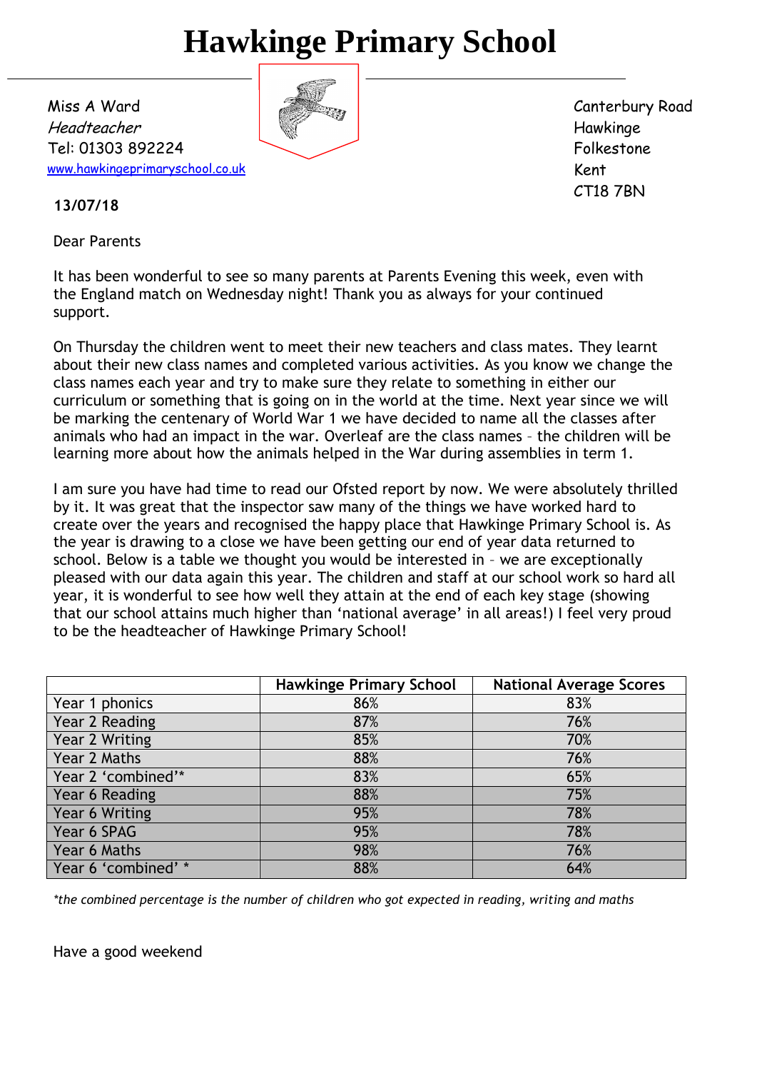# Hawkinge Primary School

Miss A Ward
*Headteacher*
Tel: 01303 892224
www.hawkingeprimaryschool.co.uk

Canterbury Road
Hawkinge
Folkestone
Kent
CT18 7BN

**13/07/18**

Dear Parents

It has been wonderful to see so many parents at Parents Evening this week, even with the England match on Wednesday night! Thank you as always for your continued support.

On Thursday the children went to meet their new teachers and class mates. They learnt about their new class names and completed various activities. As you know we change the class names each year and try to make sure they relate to something in either our curriculum or something that is going on in the world at the time. Next year since we will be marking the centenary of World War 1 we have decided to name all the classes after animals who had an impact in the war. Overleaf are the class names – the children will be learning more about how the animals helped in the War during assemblies in term 1.

I am sure you have had time to read our Ofsted report by now. We were absolutely thrilled by it. It was great that the inspector saw many of the things we have worked hard to create over the years and recognised the happy place that Hawkinge Primary School is. As the year is drawing to a close we have been getting our end of year data returned to school. Below is a table we thought you would be interested in – we are exceptionally pleased with our data again this year. The children and staff at our school work so hard all year, it is wonderful to see how well they attain at the end of each key stage (showing that our school attains much higher than 'national average' in all areas!) I feel very proud to be the headteacher of Hawkinge Primary School!

| | Hawkinge Primary School | National Average Scores |
|---|---|---|
| Year 1 phonics | 86% | 83% |
| Year 2 Reading | 87% | 76% |
| Year 2 Writing | 85% | 70% |
| Year 2 Maths | 88% | 76% |
| Year 2 'combined'* | 83% | 65% |
| Year 6 Reading | 88% | 75% |
| Year 6 Writing | 95% | 78% |
| Year 6 SPAG | 95% | 78% |
| Year 6 Maths | 98% | 76% |
| Year 6 'combined' * | 88% | 64% |

*\*the combined percentage is the number of children who got expected in reading, writing and maths*

Have a good weekend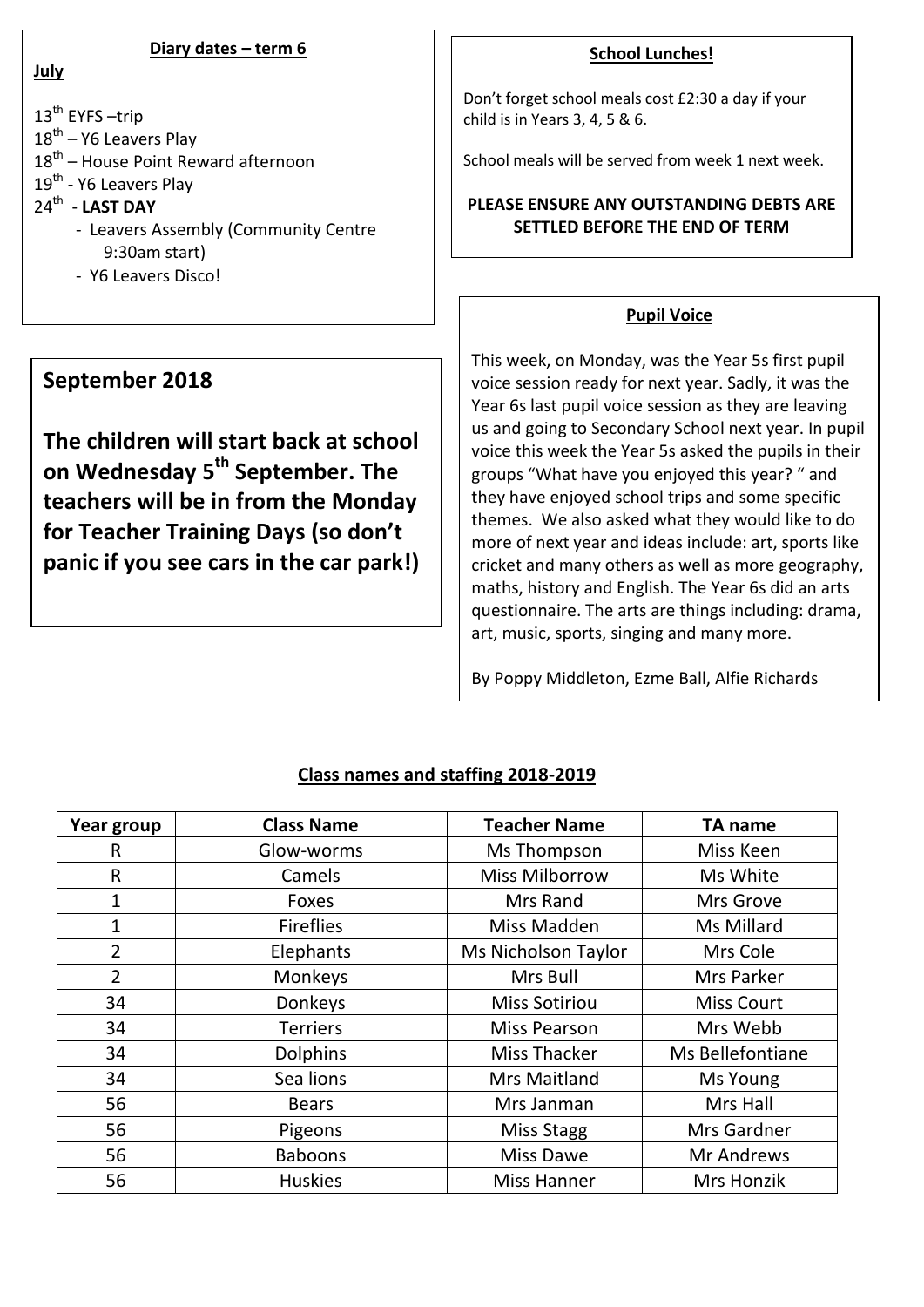**Diary dates – term 6**

**July**

13th EYFS –trip
18th – Y6 Leavers Play
18th – House Point Reward afternoon
19th - Y6 Leavers Play
24th - **LAST DAY**
- Leavers Assembly (Community Centre 9:30am start)
- Y6 Leavers Disco!

**School Lunches!**

Don't forget school meals cost £2:30 a day if your child is in Years 3, 4, 5 & 6.

School meals will be served from week 1 next week.

**PLEASE ENSURE ANY OUTSTANDING DEBTS ARE SETTLED BEFORE THE END OF TERM**

## September 2018

**The children will start back at school on Wednesday 5th September. The teachers will be in from the Monday for Teacher Training Days (so don't panic if you see cars in the car park!)**

**Pupil Voice**

This week, on Monday, was the Year 5s first pupil voice session ready for next year. Sadly, it was the Year 6s last pupil voice session as they are leaving us and going to Secondary School next year. In pupil voice this week the Year 5s asked the pupils in their groups "What have you enjoyed this year? " and they have enjoyed school trips and some specific themes. We also asked what they would like to do more of next year and ideas include: art, sports like cricket and many others as well as more geography, maths, history and English. The Year 6s did an arts questionnaire. The arts are things including: drama, art, music, sports, singing and many more.

By Poppy Middleton, Ezme Ball, Alfie Richards

**Class names and staffing 2018-2019**

| Year group | Class Name | Teacher Name | TA name |
|---|---|---|---|
| R | Glow-worms | Ms Thompson | Miss Keen |
| R | Camels | Miss Milborrow | Ms White |
| 1 | Foxes | Mrs Rand | Mrs Grove |
| 1 | Fireflies | Miss Madden | Ms Millard |
| 2 | Elephants | Ms Nicholson Taylor | Mrs Cole |
| 2 | Monkeys | Mrs Bull | Mrs Parker |
| 34 | Donkeys | Miss Sotiriou | Miss Court |
| 34 | Terriers | Miss Pearson | Mrs Webb |
| 34 | Dolphins | Miss Thacker | Ms Bellefontiane |
| 34 | Sea lions | Mrs Maitland | Ms Young |
| 56 | Bears | Mrs Janman | Mrs Hall |
| 56 | Pigeons | Miss Stagg | Mrs Gardner |
| 56 | Baboons | Miss Dawe | Mr Andrews |
| 56 | Huskies | Miss Hanner | Mrs Honzik |